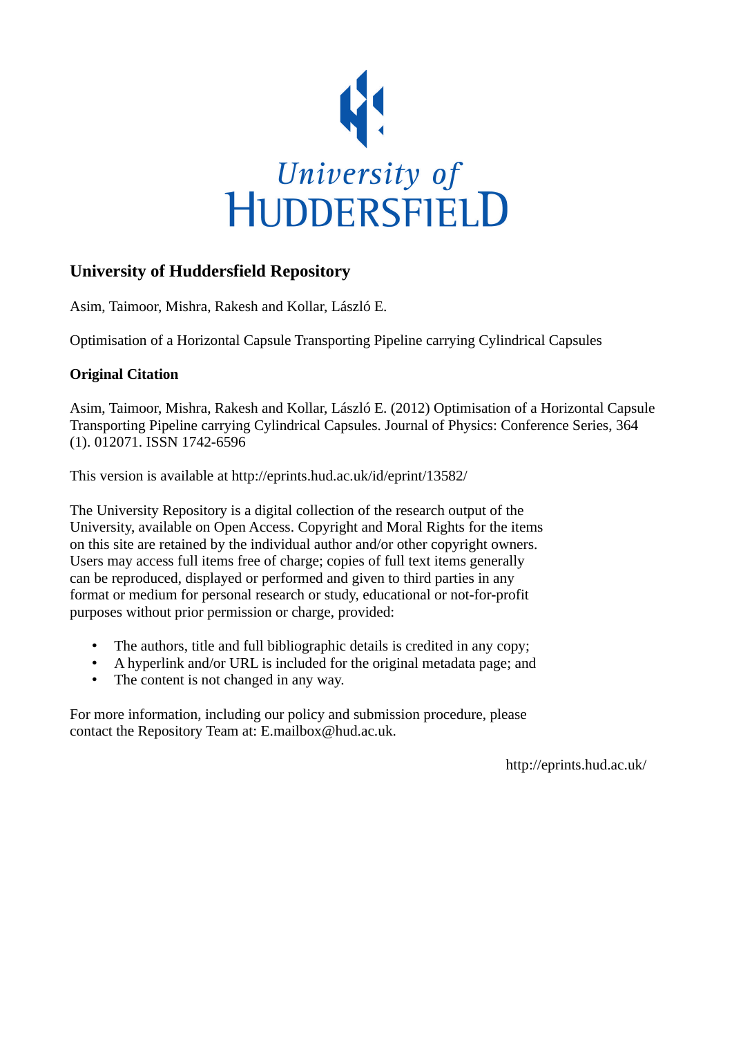University of
HUDDERSFIELD

## University of Huddersfield Repository

Asim, Taimoor, Mishra, Rakesh and Kollar, László E.

Optimisation of a Horizontal Capsule Transporting Pipeline carrying Cylindrical Capsules

### Original Citation

Asim, Taimoor, Mishra, Rakesh and Kollar, László E. (2012) Optimisation of a Horizontal Capsule Transporting Pipeline carrying Cylindrical Capsules. Journal of Physics: Conference Series, 364 (1). 012071. ISSN 1742-6596

This version is available at http://eprints.hud.ac.uk/id/eprint/13582/

The University Repository is a digital collection of the research output of the University, available on Open Access. Copyright and Moral Rights for the items on this site are retained by the individual author and/or other copyright owners. Users may access full items free of charge; copies of full text items generally can be reproduced, displayed or performed and given to third parties in any format or medium for personal research or study, educational or not-for-profit purposes without prior permission or charge, provided:

- The authors, title and full bibliographic details is credited in any copy;
- A hyperlink and/or URL is included for the original metadata page; and
- The content is not changed in any way.

For more information, including our policy and submission procedure, please contact the Repository Team at: E.mailbox@hud.ac.uk.

http://eprints.hud.ac.uk/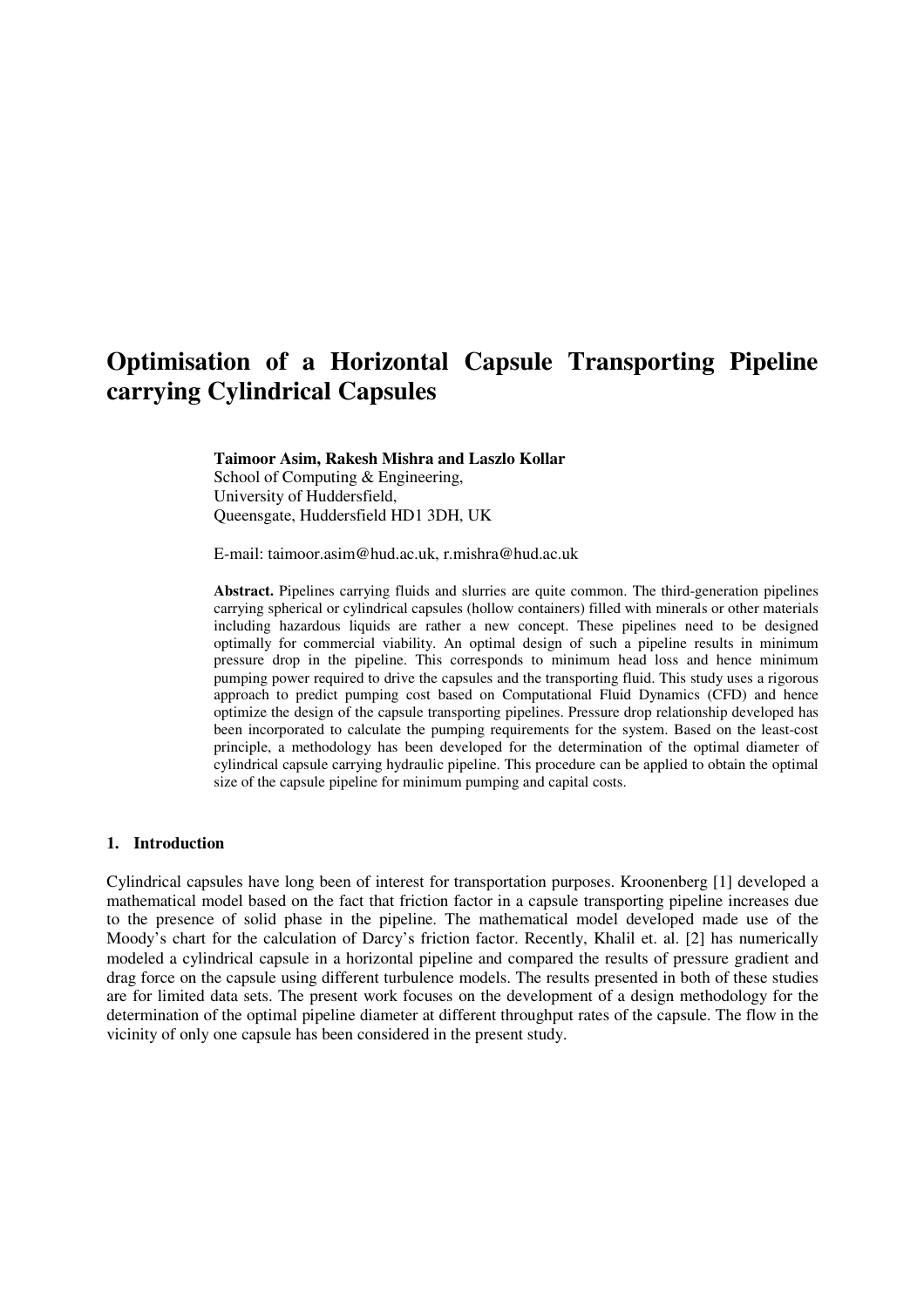# Optimisation of a Horizontal Capsule Transporting Pipeline carrying Cylindrical Capsules

**Taimoor Asim, Rakesh Mishra and Laszlo Kollar**
School of Computing & Engineering,
University of Huddersfield,
Queensgate, Huddersfield HD1 3DH, UK

E-mail: taimoor.asim@hud.ac.uk, r.mishra@hud.ac.uk

**Abstract.** Pipelines carrying fluids and slurries are quite common. The third-generation pipelines carrying spherical or cylindrical capsules (hollow containers) filled with minerals or other materials including hazardous liquids are rather a new concept. These pipelines need to be designed optimally for commercial viability. An optimal design of such a pipeline results in minimum pressure drop in the pipeline. This corresponds to minimum head loss and hence minimum pumping power required to drive the capsules and the transporting fluid. This study uses a rigorous approach to predict pumping cost based on Computational Fluid Dynamics (CFD) and hence optimize the design of the capsule transporting pipelines. Pressure drop relationship developed has been incorporated to calculate the pumping requirements for the system. Based on the least-cost principle, a methodology has been developed for the determination of the optimal diameter of cylindrical capsule carrying hydraulic pipeline. This procedure can be applied to obtain the optimal size of the capsule pipeline for minimum pumping and capital costs.

## 1. Introduction

Cylindrical capsules have long been of interest for transportation purposes. Kroonenberg [1] developed a mathematical model based on the fact that friction factor in a capsule transporting pipeline increases due to the presence of solid phase in the pipeline. The mathematical model developed made use of the Moody's chart for the calculation of Darcy's friction factor. Recently, Khalil et. al. [2] has numerically modeled a cylindrical capsule in a horizontal pipeline and compared the results of pressure gradient and drag force on the capsule using different turbulence models. The results presented in both of these studies are for limited data sets. The present work focuses on the development of a design methodology for the determination of the optimal pipeline diameter at different throughput rates of the capsule. The flow in the vicinity of only one capsule has been considered in the present study.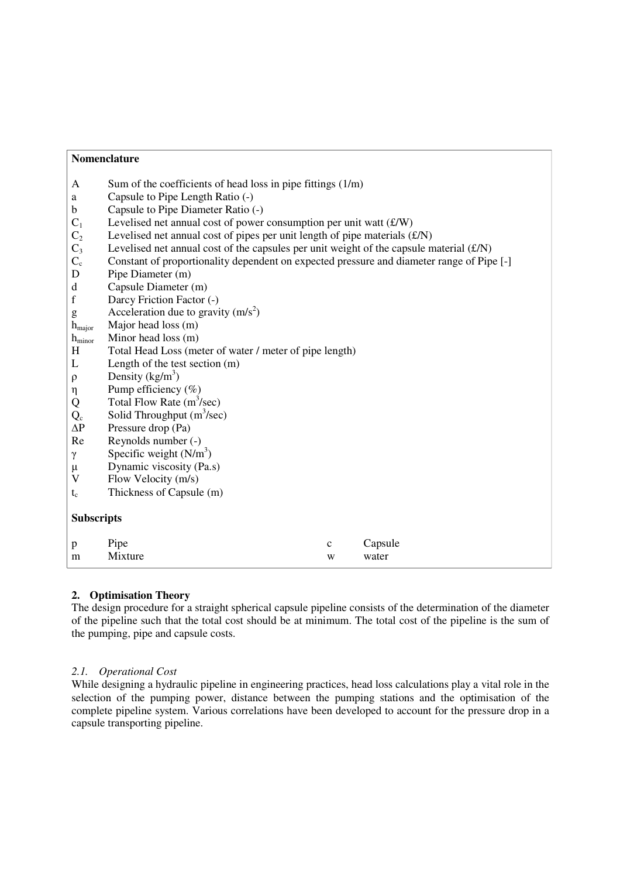**Nomenclature**

| | |
|---|---|
| A | Sum of the coefficients of head loss in pipe fittings (1/m) |
| a | Capsule to Pipe Length Ratio (-) |
| b | Capsule to Pipe Diameter Ratio (-) |
| $C_1$ | Levelised net annual cost of power consumption per unit watt (£/W) |
| $C_2$ | Levelised net annual cost of pipes per unit length of pipe materials (£/N) |
| $C_3$ | Levelised net annual cost of the capsules per unit weight of the capsule material (£/N) |
| $C_c$ | Constant of proportionality dependent on expected pressure and diameter range of Pipe [-] |
| D | Pipe Diameter (m) |
| d | Capsule Diameter (m) |
| f | Darcy Friction Factor (-) |
| g | Acceleration due to gravity (m/s$^2$) |
| $h_{major}$ | Major head loss (m) |
| $h_{minor}$ | Minor head loss (m) |
| H | Total Head Loss (meter of water / meter of pipe length) |
| L | Length of the test section (m) |
| $\rho$ | Density (kg/m$^3$) |
| $\eta$ | Pump efficiency (%) |
| Q | Total Flow Rate (m$^3$/sec) |
| $Q_c$ | Solid Throughput (m$^3$/sec) |
| $\Delta P$ | Pressure drop (Pa) |
| Re | Reynolds number (-) |
| $\gamma$ | Specific weight (N/m$^3$) |
| $\mu$ | Dynamic viscosity (Pa.s) |
| V | Flow Velocity (m/s) |
| $t_c$ | Thickness of Capsule (m) |

**Subscripts**

| | | | |
|---|---|---|---|
| p | Pipe | c | Capsule |
| m | Mixture | w | water |

## 2. Optimisation Theory

The design procedure for a straight spherical capsule pipeline consists of the determination of the diameter of the pipeline such that the total cost should be at minimum. The total cost of the pipeline is the sum of the pumping, pipe and capsule costs.

### *2.1. Operational Cost*

While designing a hydraulic pipeline in engineering practices, head loss calculations play a vital role in the selection of the pumping power, distance between the pumping stations and the optimisation of the complete pipeline system. Various correlations have been developed to account for the pressure drop in a capsule transporting pipeline.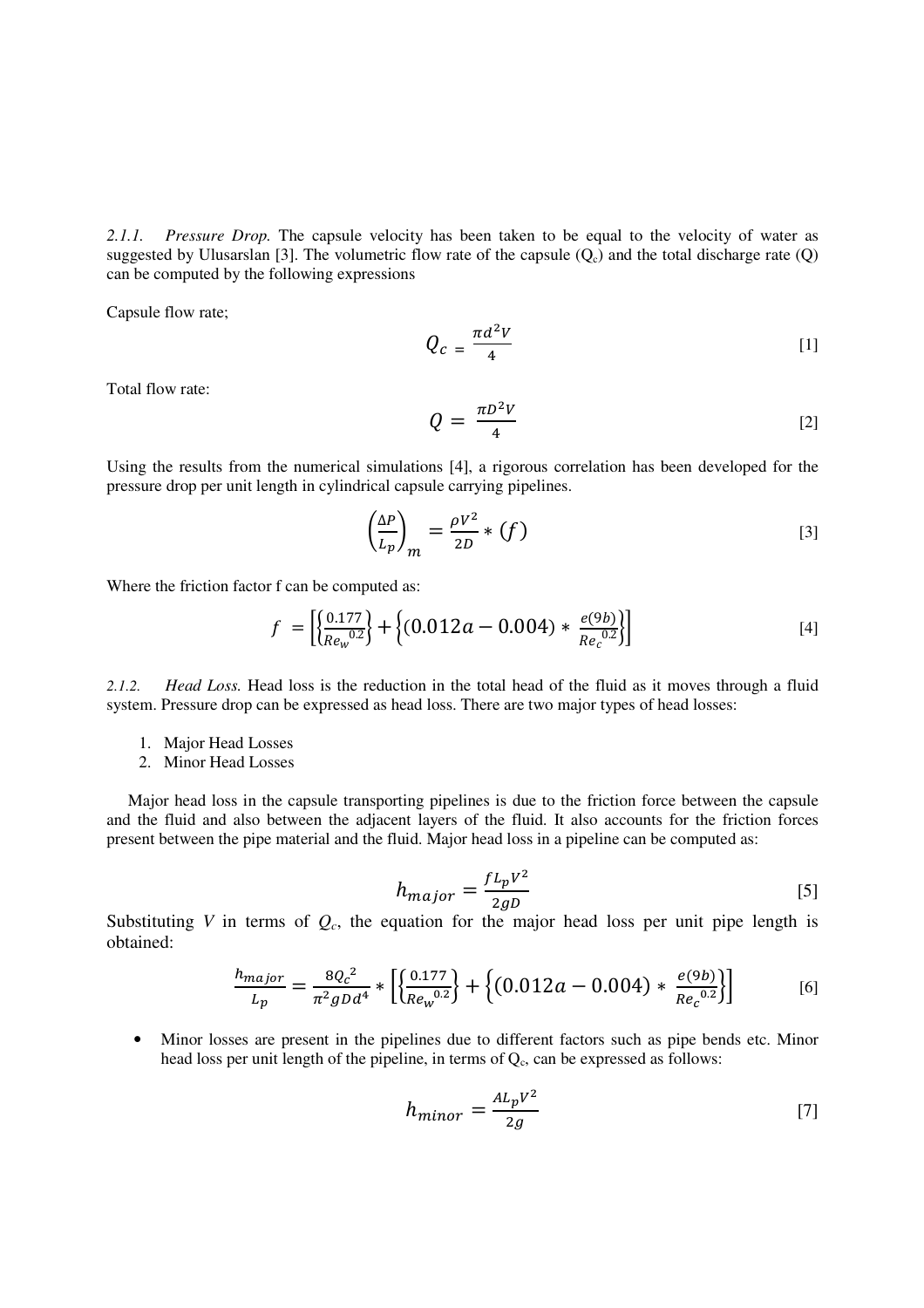*2.1.1. Pressure Drop.* The capsule velocity has been taken to be equal to the velocity of water as suggested by Ulusarslan [3]. The volumetric flow rate of the capsule ($Q_c$) and the total discharge rate (Q) can be computed by the following expressions

Capsule flow rate;

$$Q_c = \frac{\pi d^2 V}{4} \quad [1]$$

Total flow rate:

$$Q = \frac{\pi D^2 V}{4} \quad [2]$$

Using the results from the numerical simulations [4], a rigorous correlation has been developed for the pressure drop per unit length in cylindrical capsule carrying pipelines.

$$\left(\frac{\Delta P}{L_p}\right)_m = \frac{\rho V^2}{2D} * (f) \quad [3]$$

Where the friction factor f can be computed as:

$$f = \left[\left\{\frac{0.177}{Re_w{}^{0.2}}\right\} + \left\{(0.012a - 0.004) * \frac{e(9b)}{Re_c{}^{0.2}}\right\}\right] \quad [4]$$

*2.1.2. Head Loss.* Head loss is the reduction in the total head of the fluid as it moves through a fluid system. Pressure drop can be expressed as head loss. There are two major types of head losses:

1. Major Head Losses
2. Minor Head Losses

Major head loss in the capsule transporting pipelines is due to the friction force between the capsule and the fluid and also between the adjacent layers of the fluid. It also accounts for the friction forces present between the pipe material and the fluid. Major head loss in a pipeline can be computed as:

$$h_{major} = \frac{f L_p V^2}{2gD} \quad [5]$$

Substituting $V$ in terms of $Q_c$, the equation for the major head loss per unit pipe length is obtained:

$$\frac{h_{major}}{L_p} = \frac{8{Q_c}^2}{\pi^2 g D d^4} * \left[\left\{\frac{0.177}{Re_w{}^{0.2}}\right\} + \left\{(0.012a - 0.004) * \frac{e(9b)}{Re_c{}^{0.2}}\right\}\right] \quad [6]$$

- Minor losses are present in the pipelines due to different factors such as pipe bends etc. Minor head loss per unit length of the pipeline, in terms of $Q_c$, can be expressed as follows:

$$h_{minor} = \frac{A L_p V^2}{2g} \quad [7]$$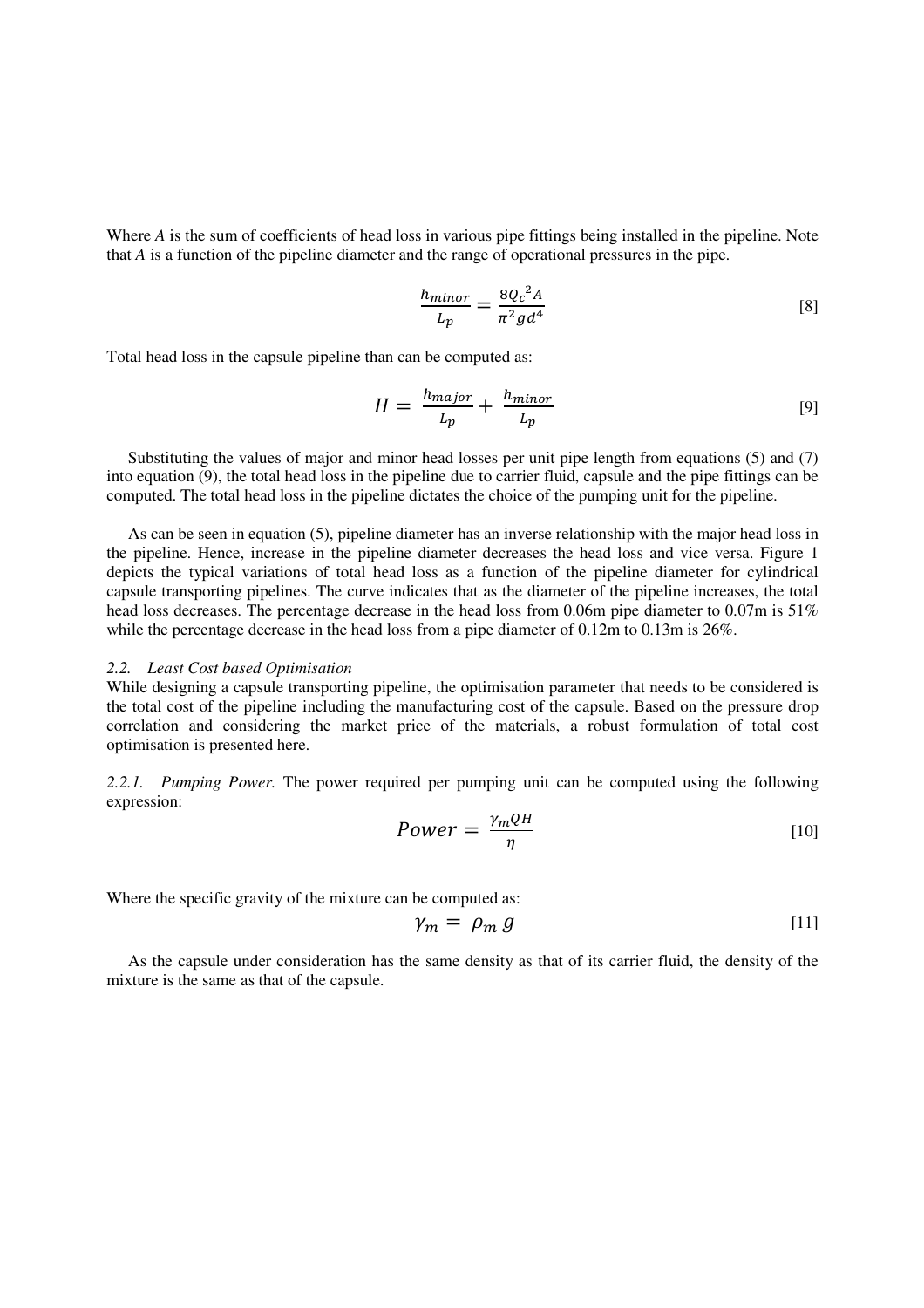Where *A* is the sum of coefficients of head loss in various pipe fittings being installed in the pipeline. Note that *A* is a function of the pipeline diameter and the range of operational pressures in the pipe.

$$\frac{h_{minor}}{L_p} = \frac{8{Q_c}^2 A}{\pi^2 g d^4} \quad [8]$$

Total head loss in the capsule pipeline than can be computed as:

$$H = \frac{h_{major}}{L_p} + \frac{h_{minor}}{L_p} \quad [9]$$

Substituting the values of major and minor head losses per unit pipe length from equations (5) and (7) into equation (9), the total head loss in the pipeline due to carrier fluid, capsule and the pipe fittings can be computed. The total head loss in the pipeline dictates the choice of the pumping unit for the pipeline.

As can be seen in equation (5), pipeline diameter has an inverse relationship with the major head loss in the pipeline. Hence, increase in the pipeline diameter decreases the head loss and vice versa. Figure 1 depicts the typical variations of total head loss as a function of the pipeline diameter for cylindrical capsule transporting pipelines. The curve indicates that as the diameter of the pipeline increases, the total head loss decreases. The percentage decrease in the head loss from 0.06m pipe diameter to 0.07m is 51% while the percentage decrease in the head loss from a pipe diameter of 0.12m to 0.13m is 26%.

### 2.2. *Least Cost based Optimisation*

While designing a capsule transporting pipeline, the optimisation parameter that needs to be considered is the total cost of the pipeline including the manufacturing cost of the capsule. Based on the pressure drop correlation and considering the market price of the materials, a robust formulation of total cost optimisation is presented here.

*2.2.1. Pumping Power.* The power required per pumping unit can be computed using the following expression:

$$Power = \frac{\gamma_m Q H}{\eta} \quad [10]$$

Where the specific gravity of the mixture can be computed as:

$$\gamma_m = \rho_m \, g \quad [11]$$

As the capsule under consideration has the same density as that of its carrier fluid, the density of the mixture is the same as that of the capsule.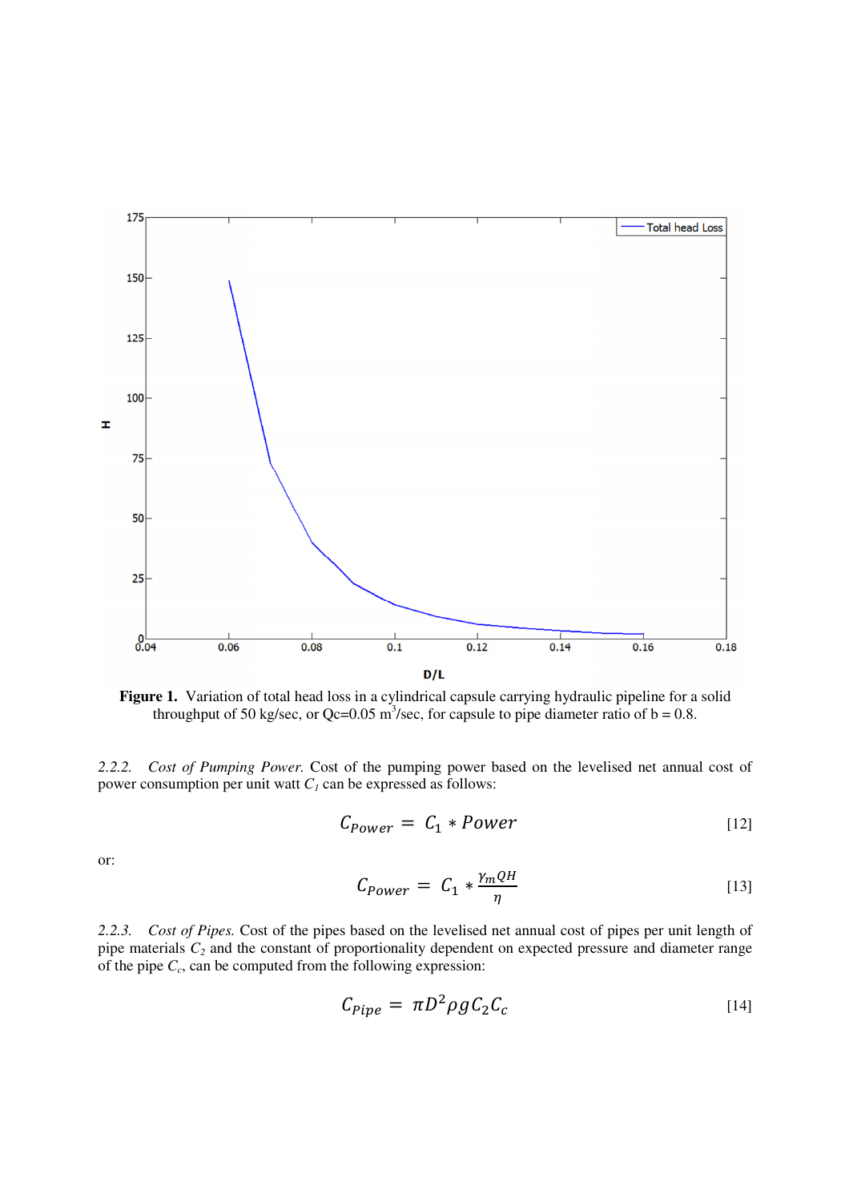**Figure 1.** Variation of total head loss in a cylindrical capsule carrying hydraulic pipeline for a solid throughput of 50 kg/sec, or Qc=0.05 m$^3$/sec, for capsule to pipe diameter ratio of b = 0.8.

*2.2.2. Cost of Pumping Power.* Cost of the pumping power based on the levelised net annual cost of power consumption per unit watt $C_1$ can be expressed as follows:

$$C_{Power} = C_1 * Power \quad [12]$$

or:

$$C_{Power} = C_1 * \frac{\gamma_m Q H}{\eta} \quad [13]$$

*2.2.3. Cost of Pipes.* Cost of the pipes based on the levelised net annual cost of pipes per unit length of pipe materials $C_2$ and the constant of proportionality dependent on expected pressure and diameter range of the pipe $C_c$, can be computed from the following expression:

$$C_{Pipe} = \pi D^2 \rho g C_2 C_c \quad [14]$$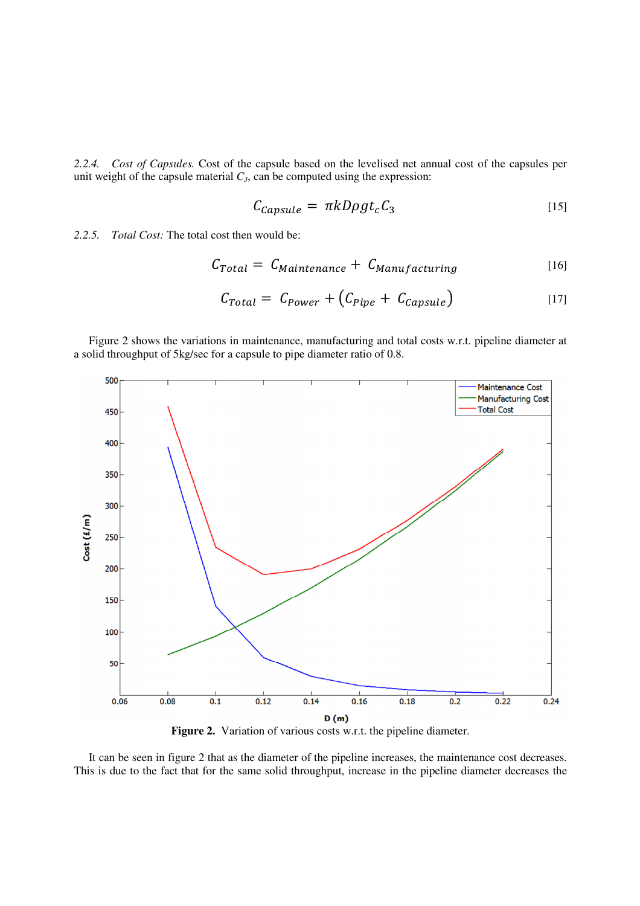*2.2.4. Cost of Capsules.* Cost of the capsule based on the levelised net annual cost of the capsules per unit weight of the capsule material $C_3$, can be computed using the expression:

$$C_{Capsule} = \pi k D \rho g t_c C_3 \quad [15]$$

*2.2.5. Total Cost:* The total cost then would be:

$$C_{Total} = C_{Maintenance} + C_{Manufacturing} \quad [16]$$

$$C_{Total} = C_{Power} + \left(C_{Pipe} + C_{Capsule}\right) \quad [17]$$

Figure 2 shows the variations in maintenance, manufacturing and total costs w.r.t. pipeline diameter at a solid throughput of 5kg/sec for a capsule to pipe diameter ratio of 0.8.

**Figure 2.** Variation of various costs w.r.t. the pipeline diameter.

It can be seen in figure 2 that as the diameter of the pipeline increases, the maintenance cost decreases. This is due to the fact that for the same solid throughput, increase in the pipeline diameter decreases the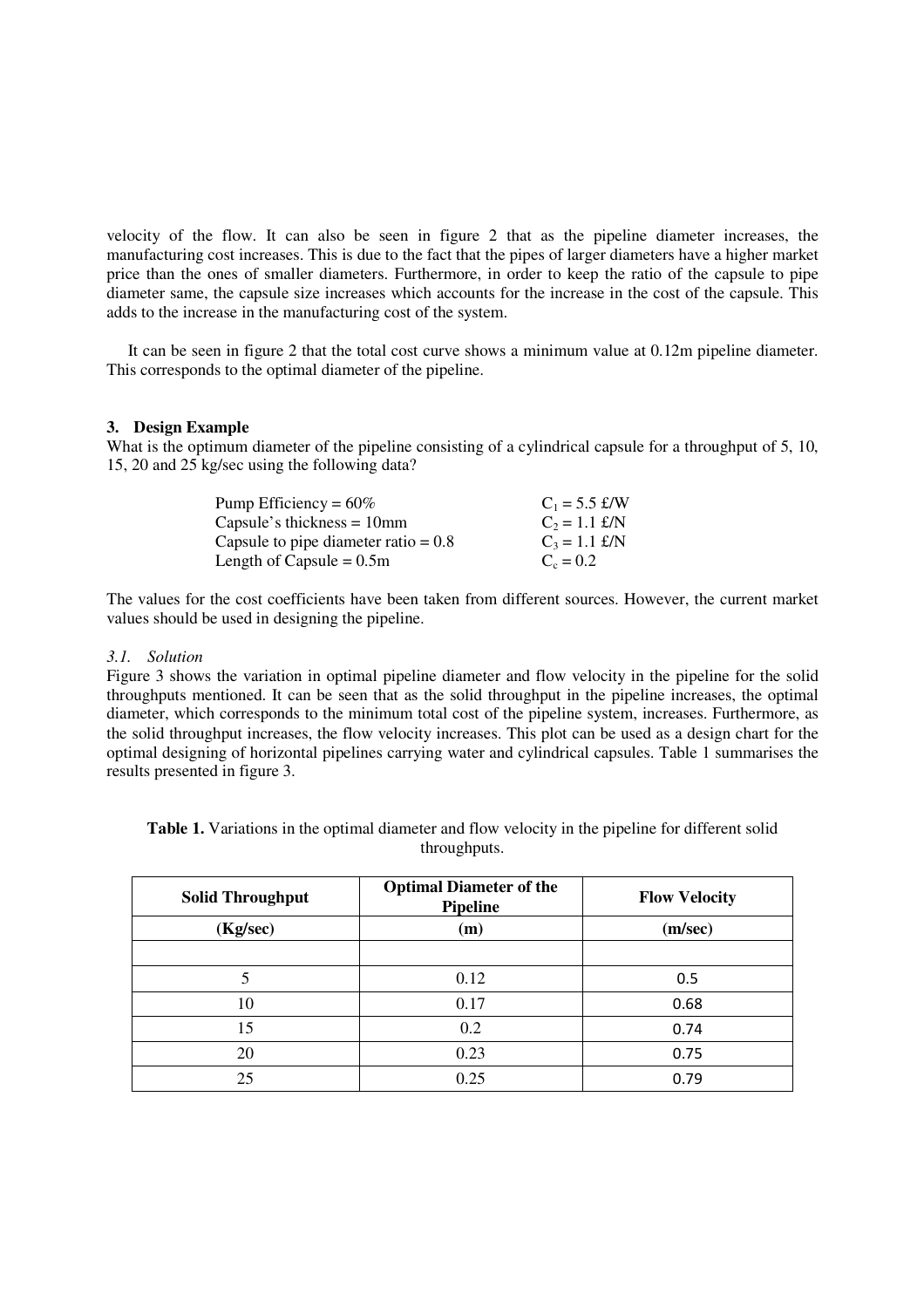velocity of the flow. It can also be seen in figure 2 that as the pipeline diameter increases, the manufacturing cost increases. This is due to the fact that the pipes of larger diameters have a higher market price than the ones of smaller diameters. Furthermore, in order to keep the ratio of the capsule to pipe diameter same, the capsule size increases which accounts for the increase in the cost of the capsule. This adds to the increase in the manufacturing cost of the system.

It can be seen in figure 2 that the total cost curve shows a minimum value at 0.12m pipeline diameter. This corresponds to the optimal diameter of the pipeline.

### 3. Design Example

What is the optimum diameter of the pipeline consisting of a cylindrical capsule for a throughput of 5, 10, 15, 20 and 25 kg/sec using the following data?

| | |
|---|---|
| Pump Efficiency = 60% | $C_1$ = 5.5 £/W |
| Capsule's thickness = 10mm | $C_2$ = 1.1 £/N |
| Capsule to pipe diameter ratio = 0.8 | $C_3$ = 1.1 £/N |
| Length of Capsule = 0.5m | $C_c$ = 0.2 |

The values for the cost coefficients have been taken from different sources. However, the current market values should be used in designing the pipeline.

#### *3.1. Solution*

Figure 3 shows the variation in optimal pipeline diameter and flow velocity in the pipeline for the solid throughputs mentioned. It can be seen that as the solid throughput in the pipeline increases, the optimal diameter, which corresponds to the minimum total cost of the pipeline system, increases. Furthermore, as the solid throughput increases, the flow velocity increases. This plot can be used as a design chart for the optimal designing of horizontal pipelines carrying water and cylindrical capsules. Table 1 summarises the results presented in figure 3.

**Table 1.** Variations in the optimal diameter and flow velocity in the pipeline for different solid throughputs.

| Solid Throughput | Optimal Diameter of the Pipeline | Flow Velocity |
|---|---|---|
| (Kg/sec) | (m) | (m/sec) |
| | | |
| 5 | 0.12 | 0.5 |
| 10 | 0.17 | 0.68 |
| 15 | 0.2 | 0.74 |
| 20 | 0.23 | 0.75 |
| 25 | 0.25 | 0.79 |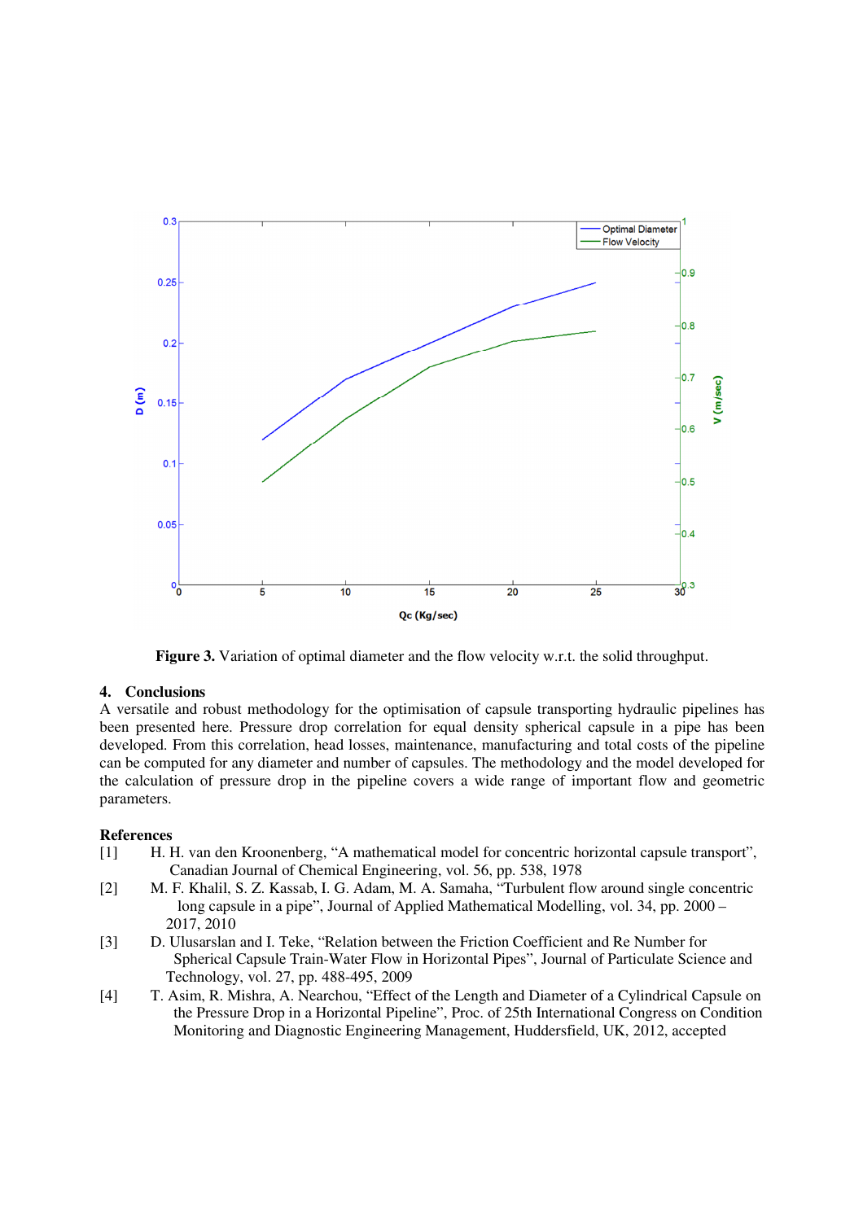0.3
0.25
0.2
0.15
0.1
0.05
0
D (m)
0
5
10
15
20
25
30
Qc (Kg/sec)
Optimal Diameter
Flow Velocity
1
0.9
0.8
0.7
0.6
0.5
0.4
0.3
V (m/sec)

**Figure 3.** Variation of optimal diameter and the flow velocity w.r.t. the solid throughput.

## 4. Conclusions

A versatile and robust methodology for the optimisation of capsule transporting hydraulic pipelines has been presented here. Pressure drop correlation for equal density spherical capsule in a pipe has been developed. From this correlation, head losses, maintenance, manufacturing and total costs of the pipeline can be computed for any diameter and number of capsules. The methodology and the model developed for the calculation of pressure drop in the pipeline covers a wide range of important flow and geometric parameters.

## References

[1] H. H. van den Kroonenberg, "A mathematical model for concentric horizontal capsule transport", Canadian Journal of Chemical Engineering, vol. 56, pp. 538, 1978

[2] M. F. Khalil, S. Z. Kassab, I. G. Adam, M. A. Samaha, "Turbulent flow around single concentric long capsule in a pipe", Journal of Applied Mathematical Modelling, vol. 34, pp. 2000 – 2017, 2010

[3] D. Ulusarslan and I. Teke, "Relation between the Friction Coefficient and Re Number for Spherical Capsule Train-Water Flow in Horizontal Pipes", Journal of Particulate Science and Technology, vol. 27, pp. 488-495, 2009

[4] T. Asim, R. Mishra, A. Nearchou, "Effect of the Length and Diameter of a Cylindrical Capsule on the Pressure Drop in a Horizontal Pipeline", Proc. of 25th International Congress on Condition Monitoring and Diagnostic Engineering Management, Huddersfield, UK, 2012, accepted